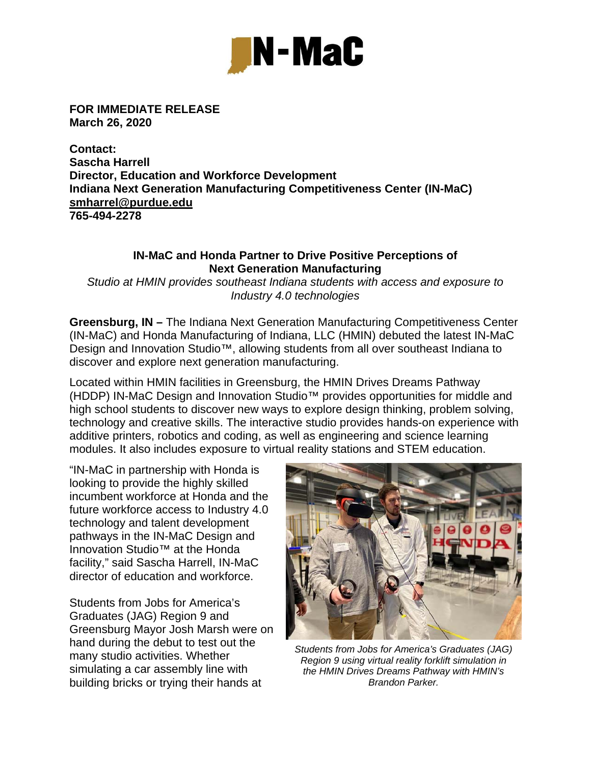**FOR IMMEDIATE RELEASE**
**March 26, 2020**

**Contact:**
**Sascha Harrell**
**Director, Education and Workforce Development**
**Indiana Next Generation Manufacturing Competitiveness Center (IN-MaC)**
**smharrel@purdue.edu**
**765-494-2278**

## IN-MaC and Honda Partner to Drive Positive Perceptions of Next Generation Manufacturing

*Studio at HMIN provides southeast Indiana students with access and exposure to Industry 4.0 technologies*

**Greensburg, IN –** The Indiana Next Generation Manufacturing Competitiveness Center (IN-MaC) and Honda Manufacturing of Indiana, LLC (HMIN) debuted the latest IN-MaC Design and Innovation Studio™, allowing students from all over southeast Indiana to discover and explore next generation manufacturing.

Located within HMIN facilities in Greensburg, the HMIN Drives Dreams Pathway (HDDP) IN-MaC Design and Innovation Studio™ provides opportunities for middle and high school students to discover new ways to explore design thinking, problem solving, technology and creative skills. The interactive studio provides hands-on experience with additive printers, robotics and coding, as well as engineering and science learning modules. It also includes exposure to virtual reality stations and STEM education.

"IN-MaC in partnership with Honda is looking to provide the highly skilled incumbent workforce at Honda and the future workforce access to Industry 4.0 technology and talent development pathways in the IN-MaC Design and Innovation Studio™ at the Honda facility," said Sascha Harrell, IN-MaC director of education and workforce.

*Students from Jobs for America's Graduates (JAG) Region 9 using virtual reality forklift simulation in the HMIN Drives Dreams Pathway with HMIN's Brandon Parker.*

Students from Jobs for America's Graduates (JAG) Region 9 and Greensburg Mayor Josh Marsh were on hand during the debut to test out the many studio activities. Whether simulating a car assembly line with building bricks or trying their hands at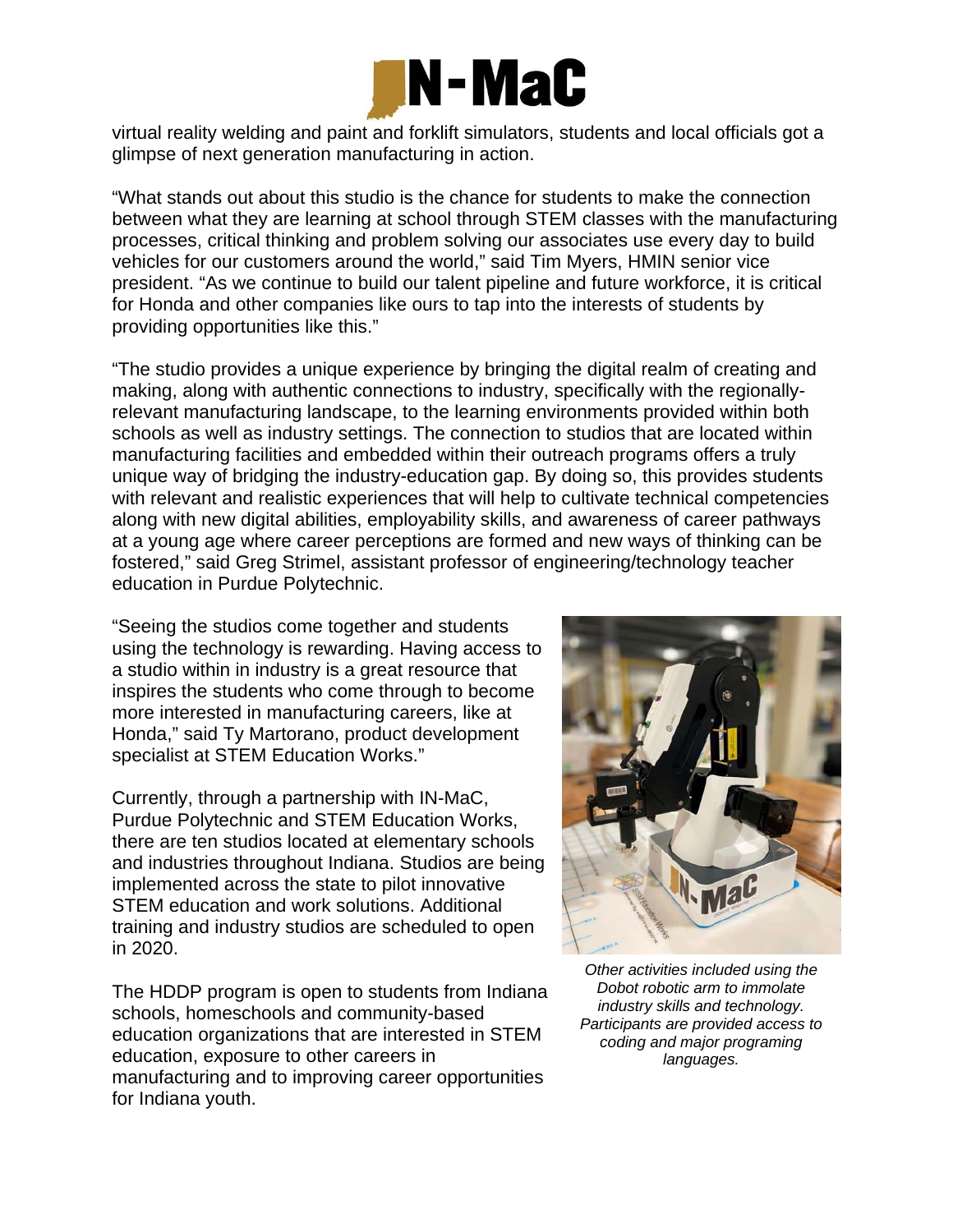virtual reality welding and paint and forklift simulators, students and local officials got a glimpse of next generation manufacturing in action.

"What stands out about this studio is the chance for students to make the connection between what they are learning at school through STEM classes with the manufacturing processes, critical thinking and problem solving our associates use every day to build vehicles for our customers around the world," said Tim Myers, HMIN senior vice president. "As we continue to build our talent pipeline and future workforce, it is critical for Honda and other companies like ours to tap into the interests of students by providing opportunities like this."

"The studio provides a unique experience by bringing the digital realm of creating and making, along with authentic connections to industry, specifically with the regionally-relevant manufacturing landscape, to the learning environments provided within both schools as well as industry settings. The connection to studios that are located within manufacturing facilities and embedded within their outreach programs offers a truly unique way of bridging the industry-education gap. By doing so, this provides students with relevant and realistic experiences that will help to cultivate technical competencies along with new digital abilities, employability skills, and awareness of career pathways at a young age where career perceptions are formed and new ways of thinking can be fostered," said Greg Strimel, assistant professor of engineering/technology teacher education in Purdue Polytechnic.

"Seeing the studios come together and students using the technology is rewarding. Having access to a studio within in industry is a great resource that inspires the students who come through to become more interested in manufacturing careers, like at Honda," said Ty Martorano, product development specialist at STEM Education Works."

Currently, through a partnership with IN-MaC, Purdue Polytechnic and STEM Education Works, there are ten studios located at elementary schools and industries throughout Indiana. Studios are being implemented across the state to pilot innovative STEM education and work solutions. Additional training and industry studios are scheduled to open in 2020.

*Other activities included using the Dobot robotic arm to immolate industry skills and technology. Participants are provided access to coding and major programing languages.*

The HDDP program is open to students from Indiana schools, homeschools and community-based education organizations that are interested in STEM education, exposure to other careers in manufacturing and to improving career opportunities for Indiana youth.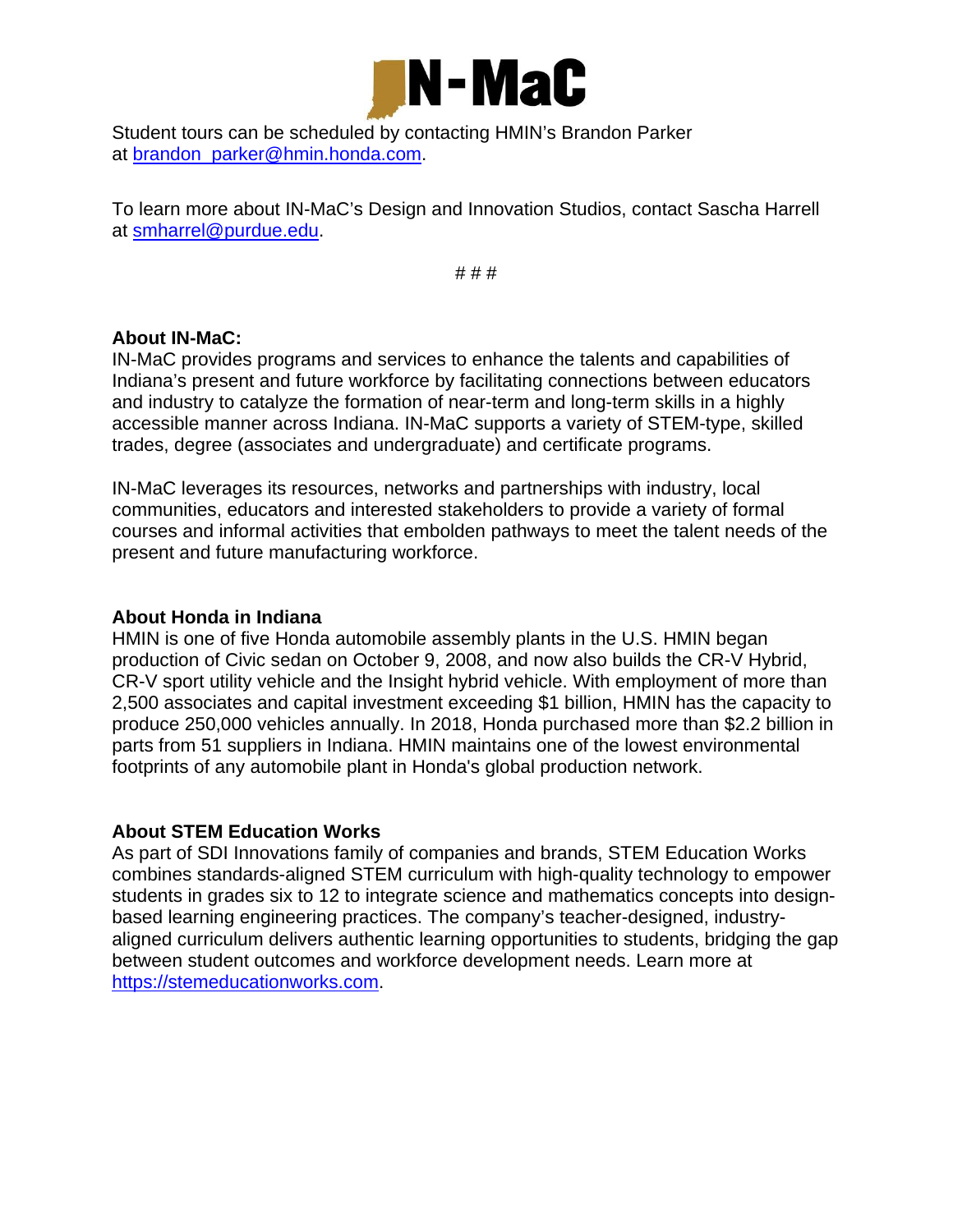Student tours can be scheduled by contacting HMIN's Brandon Parker at brandon_parker@hmin.honda.com.

To learn more about IN-MaC's Design and Innovation Studios, contact Sascha Harrell at smharrel@purdue.edu.

# # #

**About IN-MaC:**

IN-MaC provides programs and services to enhance the talents and capabilities of Indiana's present and future workforce by facilitating connections between educators and industry to catalyze the formation of near-term and long-term skills in a highly accessible manner across Indiana. IN-MaC supports a variety of STEM-type, skilled trades, degree (associates and undergraduate) and certificate programs.

IN-MaC leverages its resources, networks and partnerships with industry, local communities, educators and interested stakeholders to provide a variety of formal courses and informal activities that embolden pathways to meet the talent needs of the present and future manufacturing workforce.

**About Honda in Indiana**

HMIN is one of five Honda automobile assembly plants in the U.S. HMIN began production of Civic sedan on October 9, 2008, and now also builds the CR-V Hybrid, CR-V sport utility vehicle and the Insight hybrid vehicle. With employment of more than 2,500 associates and capital investment exceeding $1 billion, HMIN has the capacity to produce 250,000 vehicles annually. In 2018, Honda purchased more than $2.2 billion in parts from 51 suppliers in Indiana. HMIN maintains one of the lowest environmental footprints of any automobile plant in Honda's global production network.

**About STEM Education Works**

As part of SDI Innovations family of companies and brands, STEM Education Works combines standards-aligned STEM curriculum with high-quality technology to empower students in grades six to 12 to integrate science and mathematics concepts into design-based learning engineering practices. The company's teacher-designed, industry-aligned curriculum delivers authentic learning opportunities to students, bridging the gap between student outcomes and workforce development needs. Learn more at https://stemeducationworks.com.